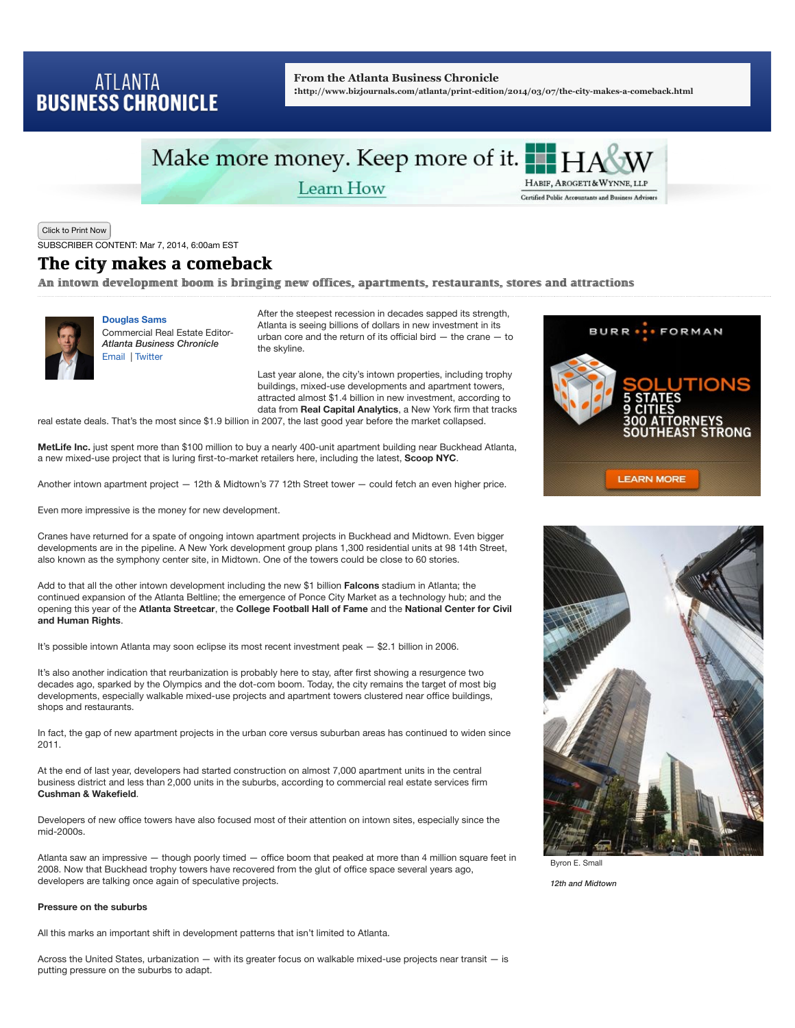**From the Atlanta Business Chronicle**
:http://www.bizjournals.com/atlanta/print-edition/2014/03/07/the-city-makes-a-comeback.html

SUBSCRIBER CONTENT: Mar 7, 2014, 6:00am EST

# The city makes a comeback

## An intown development boom is bringing new offices, apartments, restaurants, stores and attractions

**Douglas Sams**
Commercial Real Estate Editor-
*Atlanta Business Chronicle*
Email | Twitter

After the steepest recession in decades sapped its strength, Atlanta is seeing billions of dollars in new investment in its urban core and the return of its official bird — the crane — to the skyline.

Last year alone, the city's intown properties, including trophy buildings, mixed-use developments and apartment towers, attracted almost $1.4 billion in new investment, according to data from **Real Capital Analytics**, a New York firm that tracks real estate deals. That's the most since $1.9 billion in 2007, the last good year before the market collapsed.

**MetLife Inc.** just spent more than $100 million to buy a nearly 400-unit apartment building near Buckhead Atlanta, a new mixed-use project that is luring first-to-market retailers here, including the latest, **Scoop NYC**.

Another intown apartment project — 12th & Midtown's 77 12th Street tower — could fetch an even higher price.

Even more impressive is the money for new development.

Cranes have returned for a spate of ongoing intown apartment projects in Buckhead and Midtown. Even bigger developments are in the pipeline. A New York development group plans 1,300 residential units at 98 14th Street, also known as the symphony center site, in Midtown. One of the towers could be close to 60 stories.

Add to that all the other intown development including the new $1 billion **Falcons** stadium in Atlanta; the continued expansion of the Atlanta Beltline; the emergence of Ponce City Market as a technology hub; and the opening this year of the **Atlanta Streetcar**, the **College Football Hall of Fame** and the **National Center for Civil and Human Rights**.

It's possible intown Atlanta may soon eclipse its most recent investment peak — $2.1 billion in 2006.

It's also another indication that reurbanization is probably here to stay, after first showing a resurgence two decades ago, sparked by the Olympics and the dot-com boom. Today, the city remains the target of most big developments, especially walkable mixed-use projects and apartment towers clustered near office buildings, shops and restaurants.

In fact, the gap of new apartment projects in the urban core versus suburban areas has continued to widen since 2011.

At the end of last year, developers had started construction on almost 7,000 apartment units in the central business district and less than 2,000 units in the suburbs, according to commercial real estate services firm **Cushman & Wakefield**.

Developers of new office towers have also focused most of their attention on intown sites, especially since the mid-2000s.

Atlanta saw an impressive — though poorly timed — office boom that peaked at more than 4 million square feet in 2008. Now that Buckhead trophy towers have recovered from the glut of office space several years ago, developers are talking once again of speculative projects.

Byron E. Small

*12th and Midtown*

**Pressure on the suburbs**

All this marks an important shift in development patterns that isn't limited to Atlanta.

Across the United States, urbanization — with its greater focus on walkable mixed-use projects near transit — is putting pressure on the suburbs to adapt.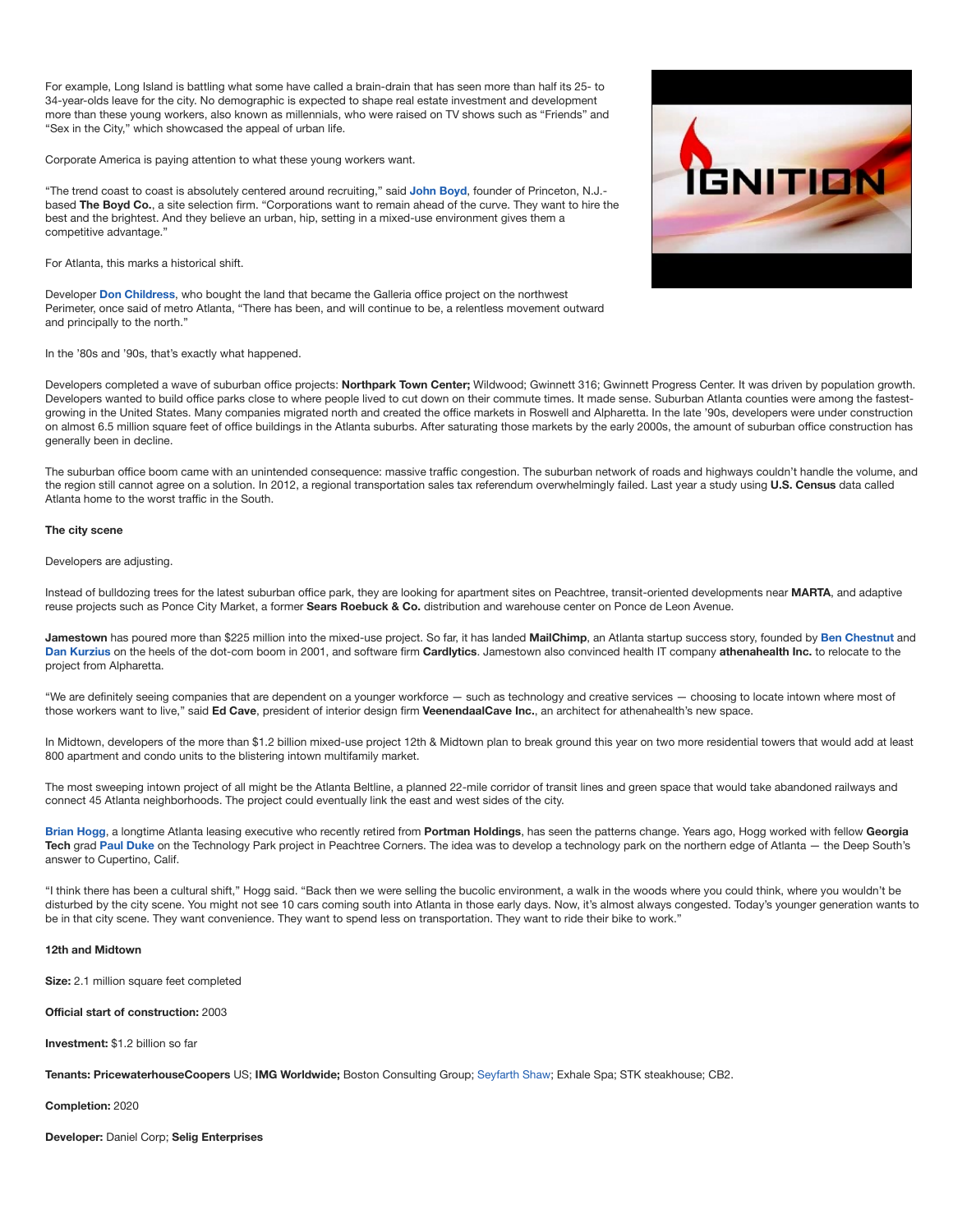For example, Long Island is battling what some have called a brain-drain that has seen more than half its 25- to 34-year-olds leave for the city. No demographic is expected to shape real estate investment and development more than these young workers, also known as millennials, who were raised on TV shows such as "Friends" and "Sex in the City," which showcased the appeal of urban life.

Corporate America is paying attention to what these young workers want.

"The trend coast to coast is absolutely centered around recruiting," said **John Boyd**, founder of Princeton, N.J.-based **The Boyd Co.**, a site selection firm. "Corporations want to remain ahead of the curve. They want to hire the best and the brightest. And they believe an urban, hip, setting in a mixed-use environment gives them a competitive advantage."

For Atlanta, this marks a historical shift.

Developer **Don Childress**, who bought the land that became the Galleria office project on the northwest Perimeter, once said of metro Atlanta, "There has been, and will continue to be, a relentless movement outward and principally to the north."

In the '80s and '90s, that's exactly what happened.

Developers completed a wave of suburban office projects: **Northpark Town Center;** Wildwood; Gwinnett 316; Gwinnett Progress Center. It was driven by population growth. Developers wanted to build office parks close to where people lived to cut down on their commute times. It made sense. Suburban Atlanta counties were among the fastest-growing in the United States. Many companies migrated north and created the office markets in Roswell and Alpharetta. In the late '90s, developers were under construction on almost 6.5 million square feet of office buildings in the Atlanta suburbs. After saturating those markets by the early 2000s, the amount of suburban office construction has generally been in decline.

The suburban office boom came with an unintended consequence: massive traffic congestion. The suburban network of roads and highways couldn't handle the volume, and the region still cannot agree on a solution. In 2012, a regional transportation sales tax referendum overwhelmingly failed. Last year a study using **U.S. Census** data called Atlanta home to the worst traffic in the South.

**The city scene**

Developers are adjusting.

Instead of bulldozing trees for the latest suburban office park, they are looking for apartment sites on Peachtree, transit-oriented developments near **MARTA**, and adaptive reuse projects such as Ponce City Market, a former **Sears Roebuck & Co.** distribution and warehouse center on Ponce de Leon Avenue.

**Jamestown** has poured more than $225 million into the mixed-use project. So far, it has landed **MailChimp**, an Atlanta startup success story, founded by **Ben Chestnut** and **Dan Kurzius** on the heels of the dot-com boom in 2001, and software firm **Cardlytics**. Jamestown also convinced health IT company **athenahealth Inc.** to relocate to the project from Alpharetta.

"We are definitely seeing companies that are dependent on a younger workforce — such as technology and creative services — choosing to locate intown where most of those workers want to live," said **Ed Cave**, president of interior design firm **VeenendaalCave Inc.**, an architect for athenahealth's new space.

In Midtown, developers of the more than $1.2 billion mixed-use project 12th & Midtown plan to break ground this year on two more residential towers that would add at least 800 apartment and condo units to the blistering intown multifamily market.

The most sweeping intown project of all might be the Atlanta Beltline, a planned 22-mile corridor of transit lines and green space that would take abandoned railways and connect 45 Atlanta neighborhoods. The project could eventually link the east and west sides of the city.

**Brian Hogg**, a longtime Atlanta leasing executive who recently retired from **Portman Holdings**, has seen the patterns change. Years ago, Hogg worked with fellow **Georgia Tech** grad **Paul Duke** on the Technology Park project in Peachtree Corners. The idea was to develop a technology park on the northern edge of Atlanta — the Deep South's answer to Cupertino, Calif.

"I think there has been a cultural shift," Hogg said. "Back then we were selling the bucolic environment, a walk in the woods where you could think, where you wouldn't be disturbed by the city scene. You might not see 10 cars coming south into Atlanta in those early days. Now, it's almost always congested. Today's younger generation wants to be in that city scene. They want convenience. They want to spend less on transportation. They want to ride their bike to work."

**12th and Midtown**

**Size:** 2.1 million square feet completed

**Official start of construction:** 2003

**Investment:** $1.2 billion so far

**Tenants: PricewaterhouseCoopers** US; **IMG Worldwide;** Boston Consulting Group; Seyfarth Shaw; Exhale Spa; STK steakhouse; CB2.

**Completion:** 2020

**Developer:** Daniel Corp; **Selig Enterprises**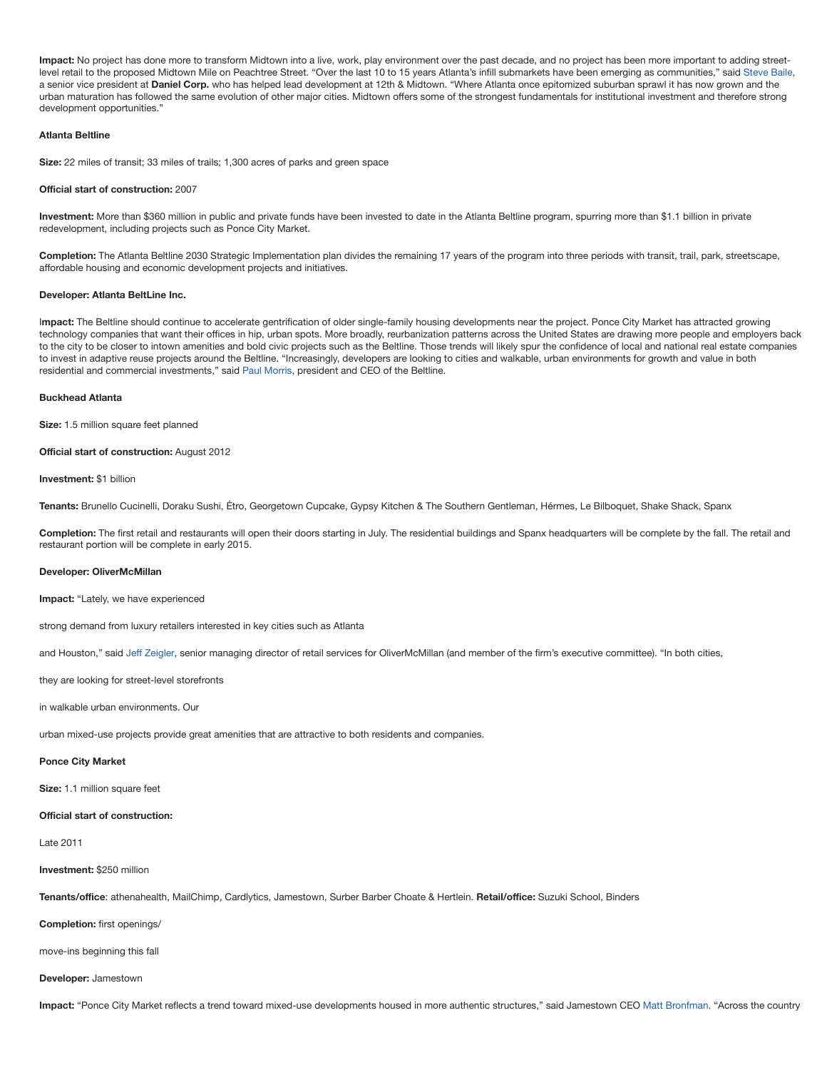**Impact:** No project has done more to transform Midtown into a live, work, play environment over the past decade, and no project has been more important to adding street-level retail to the proposed Midtown Mile on Peachtree Street. "Over the last 10 to 15 years Atlanta's infill submarkets have been emerging as communities," said Steve Baile, a senior vice president at **Daniel Corp.** who has helped lead development at 12th & Midtown. "Where Atlanta once epitomized suburban sprawl it has now grown and the urban maturation has followed the same evolution of other major cities. Midtown offers some of the strongest fundamentals for institutional investment and therefore strong development opportunities."

**Atlanta Beltline**

**Size:** 22 miles of transit; 33 miles of trails; 1,300 acres of parks and green space

**Official start of construction:** 2007

**Investment:** More than $360 million in public and private funds have been invested to date in the Atlanta Beltline program, spurring more than $1.1 billion in private redevelopment, including projects such as Ponce City Market.

**Completion:** The Atlanta Beltline 2030 Strategic Implementation plan divides the remaining 17 years of the program into three periods with transit, trail, park, streetscape, affordable housing and economic development projects and initiatives.

**Developer: Atlanta BeltLine Inc.**

**Impact:** The Beltline should continue to accelerate gentrification of older single-family housing developments near the project. Ponce City Market has attracted growing technology companies that want their offices in hip, urban spots. More broadly, reurbanization patterns across the United States are drawing more people and employers back to the city to be closer to intown amenities and bold civic projects such as the Beltline. Those trends will likely spur the confidence of local and national real estate companies to invest in adaptive reuse projects around the Beltline. "Increasingly, developers are looking to cities and walkable, urban environments for growth and value in both residential and commercial investments," said Paul Morris, president and CEO of the Beltline.

**Buckhead Atlanta**

**Size:** 1.5 million square feet planned

**Official start of construction:** August 2012

**Investment:** $1 billion

**Tenants:** Brunello Cucinelli, Doraku Sushi, Étro, Georgetown Cupcake, Gypsy Kitchen & The Southern Gentleman, Hérmes, Le Bilboquet, Shake Shack, Spanx

**Completion:** The first retail and restaurants will open their doors starting in July. The residential buildings and Spanx headquarters will be complete by the fall. The retail and restaurant portion will be complete in early 2015.

**Developer: OliverMcMillan**

**Impact:** "Lately, we have experienced strong demand from luxury retailers interested in key cities such as Atlanta and Houston," said Jeff Zeigler, senior managing director of retail services for OliverMcMillan (and member of the firm's executive committee). "In both cities, they are looking for street-level storefronts in walkable urban environments. Our urban mixed-use projects provide great amenities that are attractive to both residents and companies.

**Ponce City Market**

**Size:** 1.1 million square feet

**Official start of construction:** Late 2011

**Investment:** $250 million

**Tenants/office**: athenahealth, MailChimp, Cardlytics, Jamestown, Surber Barber Choate & Hertlein. **Retail/office:** Suzuki School, Binders

**Completion:** first openings/ move-ins beginning this fall

**Developer:** Jamestown

**Impact:** "Ponce City Market reflects a trend toward mixed-use developments housed in more authentic structures," said Jamestown CEO Matt Bronfman. "Across the country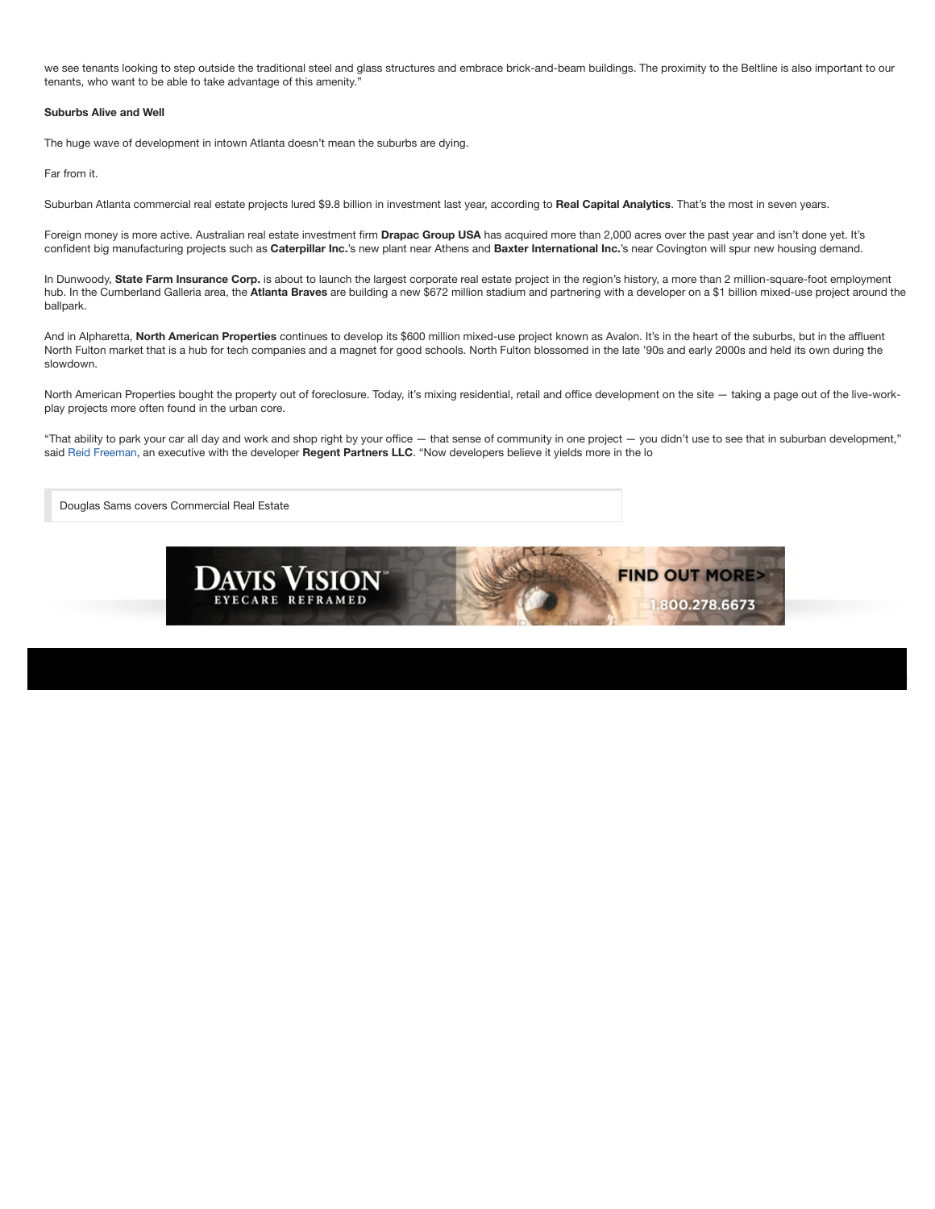we see tenants looking to step outside the traditional steel and glass structures and embrace brick-and-beam buildings. The proximity to the Beltline is also important to our tenants, who want to be able to take advantage of this amenity."

**Suburbs Alive and Well**

The huge wave of development in intown Atlanta doesn't mean the suburbs are dying.

Far from it.

Suburban Atlanta commercial real estate projects lured $9.8 billion in investment last year, according to **Real Capital Analytics**. That's the most in seven years.

Foreign money is more active. Australian real estate investment firm **Drapac Group USA** has acquired more than 2,000 acres over the past year and isn't done yet. It's confident big manufacturing projects such as **Caterpillar Inc.**'s new plant near Athens and **Baxter International Inc.**'s near Covington will spur new housing demand.

In Dunwoody, **State Farm Insurance Corp.** is about to launch the largest corporate real estate project in the region's history, a more than 2 million-square-foot employment hub. In the Cumberland Galleria area, the **Atlanta Braves** are building a new $672 million stadium and partnering with a developer on a $1 billion mixed-use project around the ballpark.

And in Alpharetta, **North American Properties** continues to develop its $600 million mixed-use project known as Avalon. It's in the heart of the suburbs, but in the affluent North Fulton market that is a hub for tech companies and a magnet for good schools. North Fulton blossomed in the late '90s and early 2000s and held its own during the slowdown.

North American Properties bought the property out of foreclosure. Today, it's mixing residential, retail and office development on the site — taking a page out of the live-work-play projects more often found in the urban core.

"That ability to park your car all day and work and shop right by your office — that sense of community in one project — you didn't use to see that in suburban development," said Reid Freeman, an executive with the developer **Regent Partners LLC**. "Now developers believe it yields more in the lo

Douglas Sams covers Commercial Real Estate